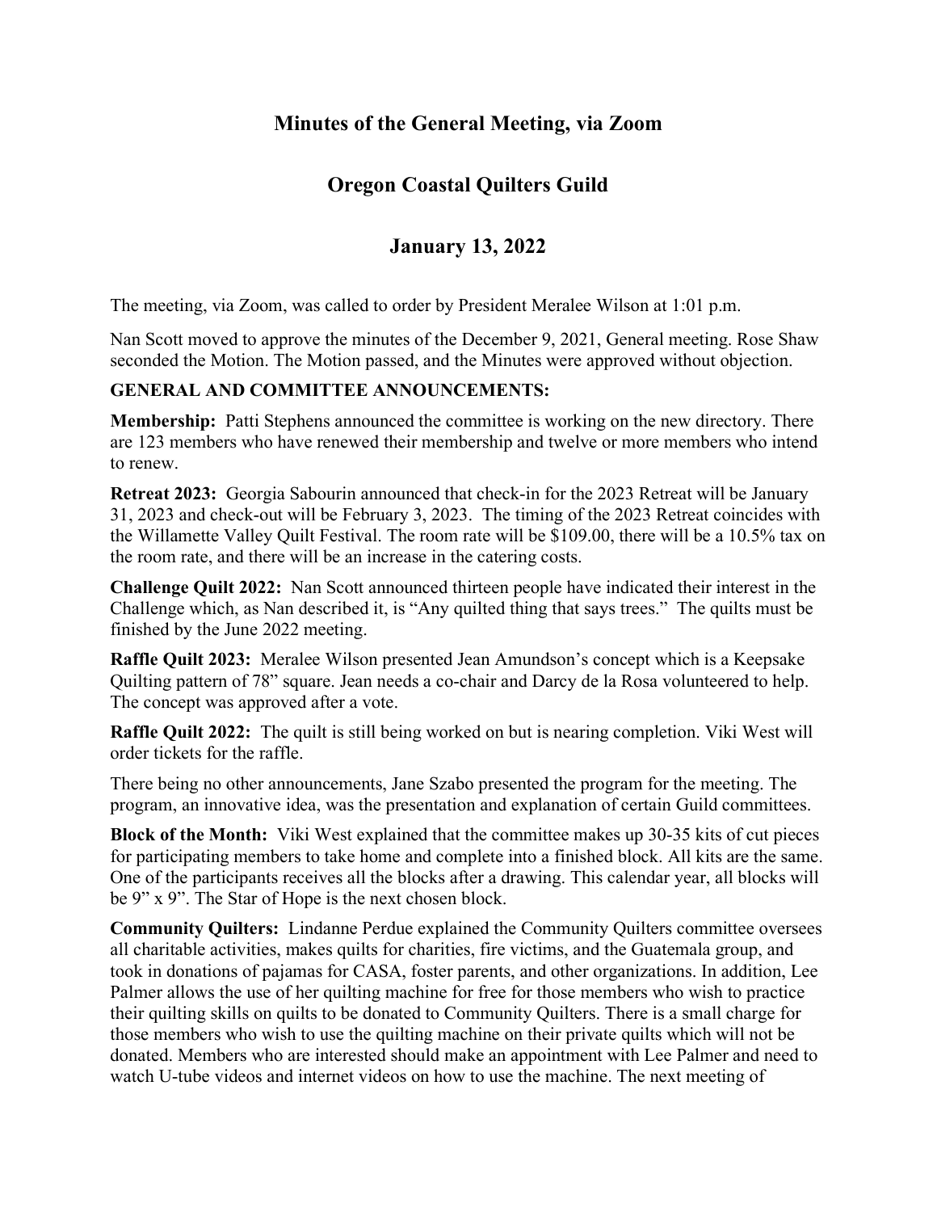# Minutes of the General Meeting, via Zoom

# Oregon Coastal Quilters Guild

## January 13, 2022

The meeting, via Zoom, was called to order by President Meralee Wilson at 1:01 p.m.

Nan Scott moved to approve the minutes of the December 9, 2021, General meeting. Rose Shaw seconded the Motion. The Motion passed, and the Minutes were approved without objection.

**GENERAL AND COMMITTEE ANNOUNCEMENTS:**

**Membership:** Patti Stephens announced the committee is working on the new directory. There are 123 members who have renewed their membership and twelve or more members who intend to renew.

**Retreat 2023:** Georgia Sabourin announced that check-in for the 2023 Retreat will be January 31, 2023 and check-out will be February 3, 2023. The timing of the 2023 Retreat coincides with the Willamette Valley Quilt Festival. The room rate will be $109.00, there will be a 10.5% tax on the room rate, and there will be an increase in the catering costs.

**Challenge Quilt 2022:** Nan Scott announced thirteen people have indicated their interest in the Challenge which, as Nan described it, is "Any quilted thing that says trees." The quilts must be finished by the June 2022 meeting.

**Raffle Quilt 2023:** Meralee Wilson presented Jean Amundson's concept which is a Keepsake Quilting pattern of 78" square. Jean needs a co-chair and Darcy de la Rosa volunteered to help. The concept was approved after a vote.

**Raffle Quilt 2022:** The quilt is still being worked on but is nearing completion. Viki West will order tickets for the raffle.

There being no other announcements, Jane Szabo presented the program for the meeting. The program, an innovative idea, was the presentation and explanation of certain Guild committees.

**Block of the Month:** Viki West explained that the committee makes up 30-35 kits of cut pieces for participating members to take home and complete into a finished block. All kits are the same. One of the participants receives all the blocks after a drawing. This calendar year, all blocks will be 9" x 9". The Star of Hope is the next chosen block.

**Community Quilters:** Lindanne Perdue explained the Community Quilters committee oversees all charitable activities, makes quilts for charities, fire victims, and the Guatemala group, and took in donations of pajamas for CASA, foster parents, and other organizations. In addition, Lee Palmer allows the use of her quilting machine for free for those members who wish to practice their quilting skills on quilts to be donated to Community Quilters. There is a small charge for those members who wish to use the quilting machine on their private quilts which will not be donated. Members who are interested should make an appointment with Lee Palmer and need to watch U-tube videos and internet videos on how to use the machine. The next meeting of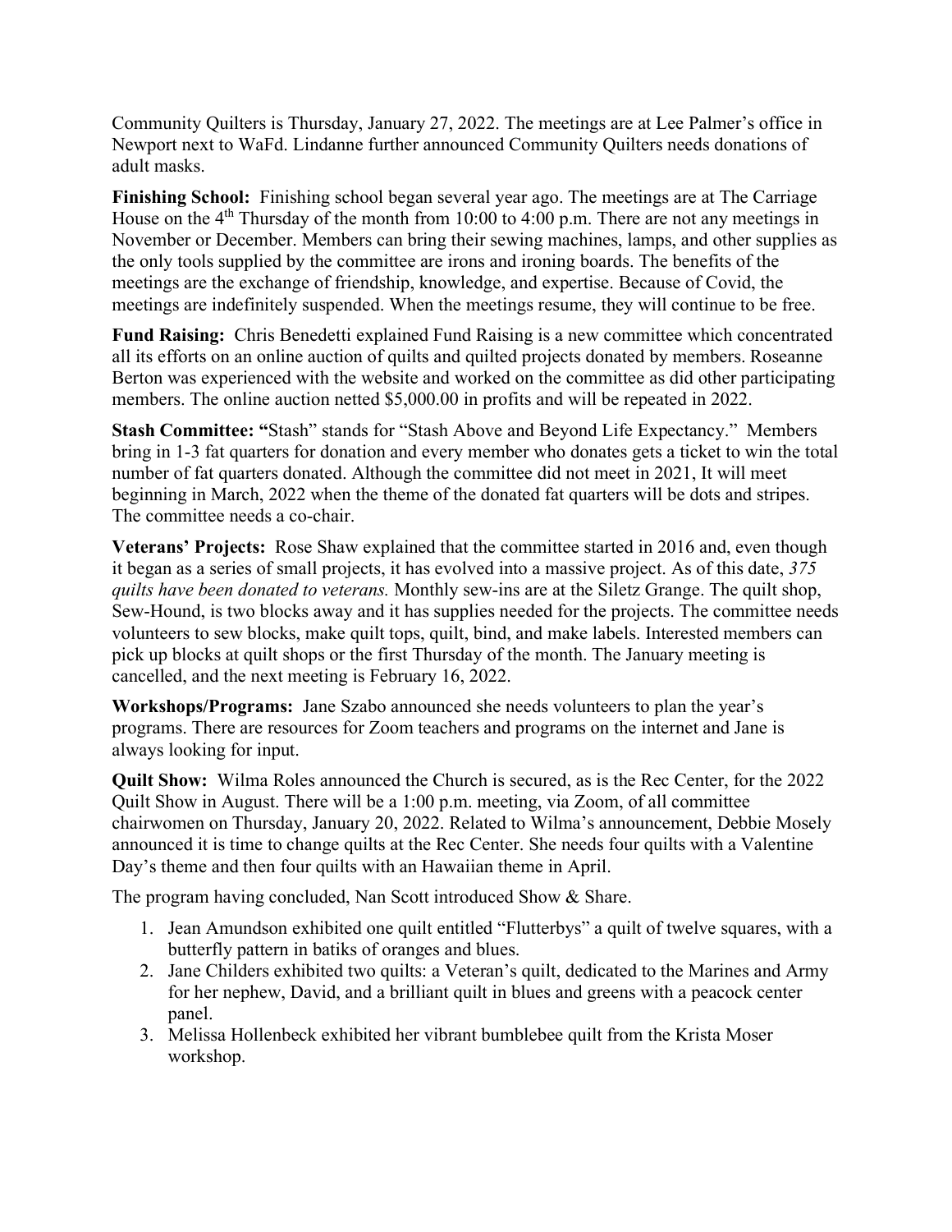Community Quilters is Thursday, January 27, 2022. The meetings are at Lee Palmer's office in Newport next to WaFd. Lindanne further announced Community Quilters needs donations of adult masks.

**Finishing School:** Finishing school began several year ago. The meetings are at The Carriage House on the 4th Thursday of the month from 10:00 to 4:00 p.m. There are not any meetings in November or December. Members can bring their sewing machines, lamps, and other supplies as the only tools supplied by the committee are irons and ironing boards. The benefits of the meetings are the exchange of friendship, knowledge, and expertise. Because of Covid, the meetings are indefinitely suspended. When the meetings resume, they will continue to be free.

**Fund Raising:** Chris Benedetti explained Fund Raising is a new committee which concentrated all its efforts on an online auction of quilts and quilted projects donated by members. Roseanne Berton was experienced with the website and worked on the committee as did other participating members. The online auction netted $5,000.00 in profits and will be repeated in 2022.

**Stash Committee: "**Stash" stands for "Stash Above and Beyond Life Expectancy." Members bring in 1-3 fat quarters for donation and every member who donates gets a ticket to win the total number of fat quarters donated. Although the committee did not meet in 2021, It will meet beginning in March, 2022 when the theme of the donated fat quarters will be dots and stripes. The committee needs a co-chair.

**Veterans' Projects:** Rose Shaw explained that the committee started in 2016 and, even though it began as a series of small projects, it has evolved into a massive project. As of this date, *375 quilts have been donated to veterans.* Monthly sew-ins are at the Siletz Grange. The quilt shop, Sew-Hound, is two blocks away and it has supplies needed for the projects. The committee needs volunteers to sew blocks, make quilt tops, quilt, bind, and make labels. Interested members can pick up blocks at quilt shops or the first Thursday of the month. The January meeting is cancelled, and the next meeting is February 16, 2022.

**Workshops/Programs:** Jane Szabo announced she needs volunteers to plan the year's programs. There are resources for Zoom teachers and programs on the internet and Jane is always looking for input.

**Quilt Show:** Wilma Roles announced the Church is secured, as is the Rec Center, for the 2022 Quilt Show in August. There will be a 1:00 p.m. meeting, via Zoom, of all committee chairwomen on Thursday, January 20, 2022. Related to Wilma's announcement, Debbie Mosely announced it is time to change quilts at the Rec Center. She needs four quilts with a Valentine Day's theme and then four quilts with an Hawaiian theme in April.

The program having concluded, Nan Scott introduced Show & Share.

1. Jean Amundson exhibited one quilt entitled "Flutterbys" a quilt of twelve squares, with a butterfly pattern in batiks of oranges and blues.
2. Jane Childers exhibited two quilts: a Veteran's quilt, dedicated to the Marines and Army for her nephew, David, and a brilliant quilt in blues and greens with a peacock center panel.
3. Melissa Hollenbeck exhibited her vibrant bumblebee quilt from the Krista Moser workshop.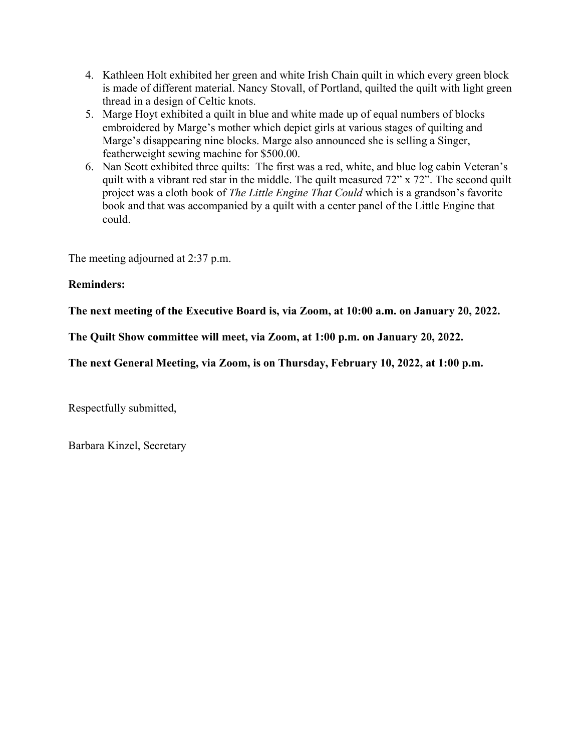4. Kathleen Holt exhibited her green and white Irish Chain quilt in which every green block is made of different material. Nancy Stovall, of Portland, quilted the quilt with light green thread in a design of Celtic knots.
5. Marge Hoyt exhibited a quilt in blue and white made up of equal numbers of blocks embroidered by Marge's mother which depict girls at various stages of quilting and Marge's disappearing nine blocks. Marge also announced she is selling a Singer, featherweight sewing machine for $500.00.
6. Nan Scott exhibited three quilts: The first was a red, white, and blue log cabin Veteran's quilt with a vibrant red star in the middle. The quilt measured 72" x 72". The second quilt project was a cloth book of *The Little Engine That Could* which is a grandson's favorite book and that was accompanied by a quilt with a center panel of the Little Engine that could.

The meeting adjourned at 2:37 p.m.

**Reminders:**

**The next meeting of the Executive Board is, via Zoom, at 10:00 a.m. on January 20, 2022.**

**The Quilt Show committee will meet, via Zoom, at 1:00 p.m. on January 20, 2022.**

**The next General Meeting, via Zoom, is on Thursday, February 10, 2022, at 1:00 p.m.**

Respectfully submitted,

Barbara Kinzel, Secretary